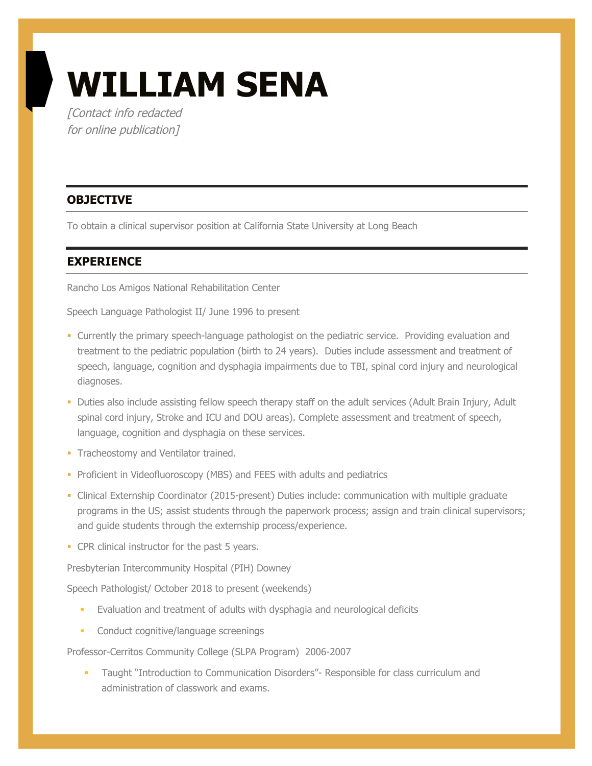# WILLIAM SENA

*[Contact info redacted for online publication]*

## OBJECTIVE

To obtain a clinical supervisor position at California State University at Long Beach

## EXPERIENCE

Rancho Los Amigos National Rehabilitation Center

Speech Language Pathologist II/ June 1996 to present

- Currently the primary speech-language pathologist on the pediatric service. Providing evaluation and treatment to the pediatric population (birth to 24 years). Duties include assessment and treatment of speech, language, cognition and dysphagia impairments due to TBI, spinal cord injury and neurological diagnoses.
- Duties also include assisting fellow speech therapy staff on the adult services (Adult Brain Injury, Adult spinal cord injury, Stroke and ICU and DOU areas). Complete assessment and treatment of speech, language, cognition and dysphagia on these services.
- Tracheostomy and Ventilator trained.
- Proficient in Videofluoroscopy (MBS) and FEES with adults and pediatrics
- Clinical Externship Coordinator (2015-present) Duties include: communication with multiple graduate programs in the US; assist students through the paperwork process; assign and train clinical supervisors; and guide students through the externship process/experience.
- CPR clinical instructor for the past 5 years.

Presbyterian Intercommunity Hospital (PIH) Downey

Speech Pathologist/ October 2018 to present (weekends)

- Evaluation and treatment of adults with dysphagia and neurological deficits
- Conduct cognitive/language screenings

Professor-Cerritos Community College (SLPA Program) 2006-2007

- Taught "Introduction to Communication Disorders"- Responsible for class curriculum and administration of classwork and exams.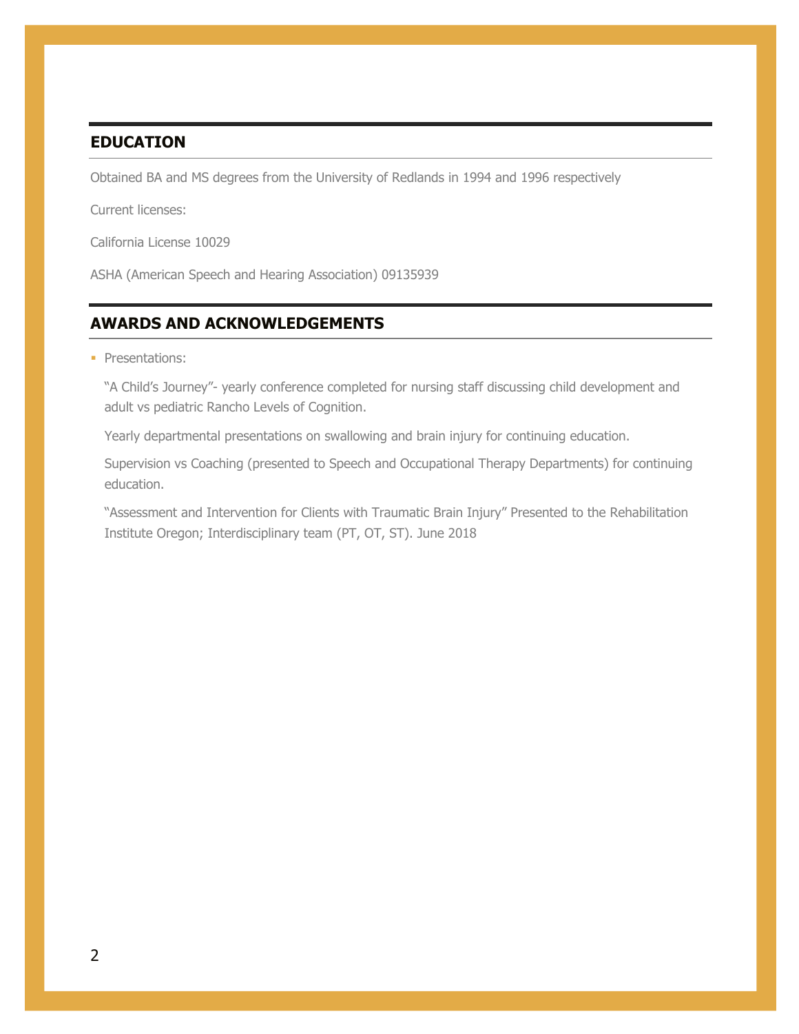## EDUCATION

Obtained BA and MS degrees from the University of Redlands in 1994 and 1996 respectively

Current licenses:

California License 10029

ASHA (American Speech and Hearing Association) 09135939

## AWARDS AND ACKNOWLEDGEMENTS

- Presentations:

  "A Child's Journey"- yearly conference completed for nursing staff discussing child development and adult vs pediatric Rancho Levels of Cognition.

  Yearly departmental presentations on swallowing and brain injury for continuing education.

  Supervision vs Coaching (presented to Speech and Occupational Therapy Departments) for continuing education.

  "Assessment and Intervention for Clients with Traumatic Brain Injury" Presented to the Rehabilitation Institute Oregon; Interdisciplinary team (PT, OT, ST). June 2018